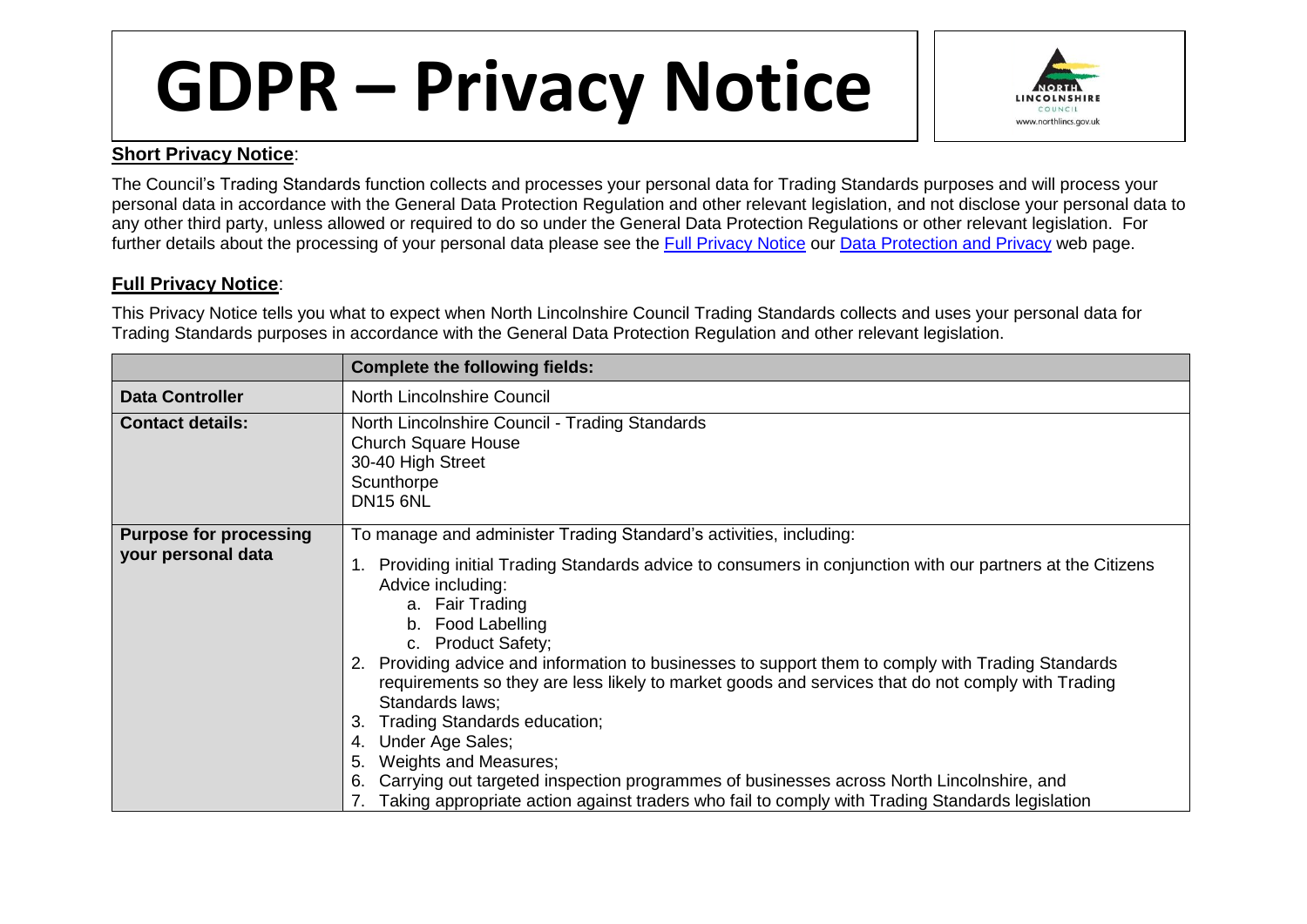# GDPR – Privacy Notice

**Short Privacy Notice**:

The Council's Trading Standards function collects and processes your personal data for Trading Standards purposes and will process your personal data in accordance with the General Data Protection Regulation and other relevant legislation, and not disclose your personal data to any other third party, unless allowed or required to do so under the General Data Protection Regulations or other relevant legislation. For further details about the processing of your personal data please see the Full Privacy Notice our Data Protection and Privacy web page.

**Full Privacy Notice**:

This Privacy Notice tells you what to expect when North Lincolnshire Council Trading Standards collects and uses your personal data for Trading Standards purposes in accordance with the General Data Protection Regulation and other relevant legislation.

| | **Complete the following fields:** |
|---|---|
| **Data Controller** | North Lincolnshire Council |
| **Contact details:** | North Lincolnshire Council - Trading Standards<br>Church Square House<br>30-40 High Street<br>Scunthorpe<br>DN15 6NL |
| **Purpose for processing your personal data** | To manage and administer Trading Standard's activities, including:<br>1. Providing initial Trading Standards advice to consumers in conjunction with our partners at the Citizens Advice including:<br>a. Fair Trading<br>b. Food Labelling<br>c. Product Safety;<br>2. Providing advice and information to businesses to support them to comply with Trading Standards requirements so they are less likely to market goods and services that do not comply with Trading Standards laws;<br>3. Trading Standards education;<br>4. Under Age Sales;<br>5. Weights and Measures;<br>6. Carrying out targeted inspection programmes of businesses across North Lincolnshire, and<br>7. Taking appropriate action against traders who fail to comply with Trading Standards legislation |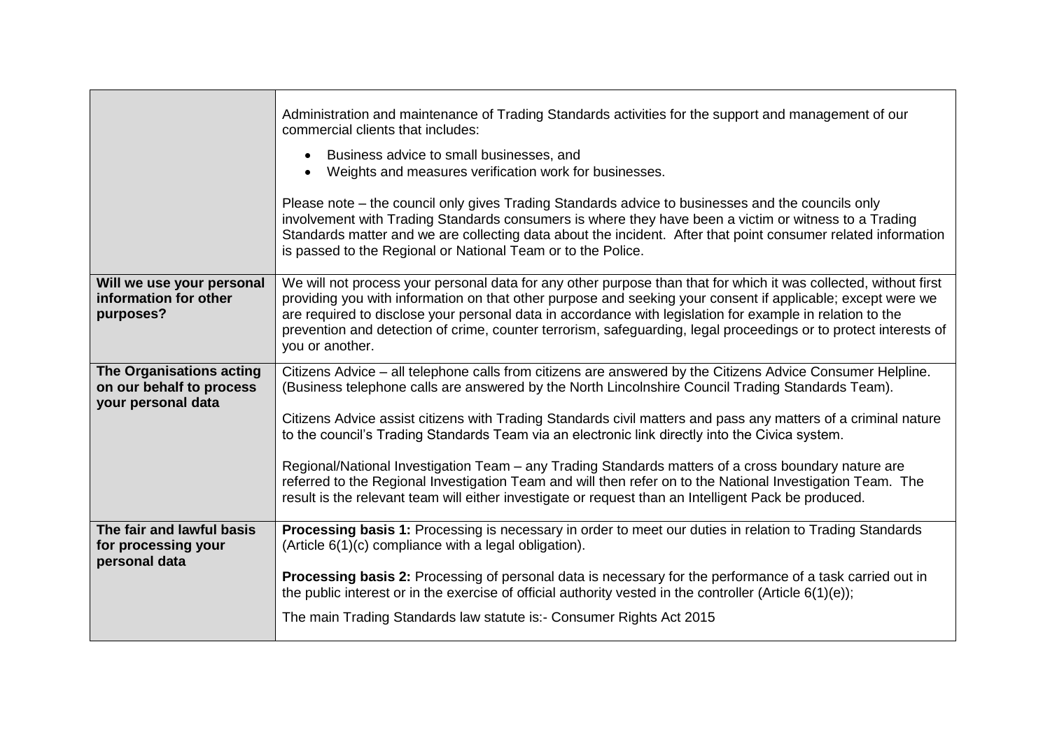| | |
|---|---|
| | Administration and maintenance of Trading Standards activities for the support and management of our commercial clients that includes:<br><br>• Business advice to small businesses, and<br>• Weights and measures verification work for businesses.<br><br>Please note – the council only gives Trading Standards advice to businesses and the councils only involvement with Trading Standards consumers is where they have been a victim or witness to a Trading Standards matter and we are collecting data about the incident. After that point consumer related information is passed to the Regional or National Team or to the Police. |
| **Will we use your personal information for other purposes?** | We will not process your personal data for any other purpose than that for which it was collected, without first providing you with information on that other purpose and seeking your consent if applicable; except were we are required to disclose your personal data in accordance with legislation for example in relation to the prevention and detection of crime, counter terrorism, safeguarding, legal proceedings or to protect interests of you or another. |
| **The Organisations acting on our behalf to process your personal data** | Citizens Advice – all telephone calls from citizens are answered by the Citizens Advice Consumer Helpline. (Business telephone calls are answered by the North Lincolnshire Council Trading Standards Team).<br><br>Citizens Advice assist citizens with Trading Standards civil matters and pass any matters of a criminal nature to the council's Trading Standards Team via an electronic link directly into the Civica system.<br><br>Regional/National Investigation Team – any Trading Standards matters of a cross boundary nature are referred to the Regional Investigation Team and will then refer on to the National Investigation Team. The result is the relevant team will either investigate or request than an Intelligent Pack be produced. |
| **The fair and lawful basis for processing your personal data** | **Processing basis 1:** Processing is necessary in order to meet our duties in relation to Trading Standards (Article 6(1)(c) compliance with a legal obligation).<br><br>**Processing basis 2:** Processing of personal data is necessary for the performance of a task carried out in the public interest or in the exercise of official authority vested in the controller (Article 6(1)(e));<br><br>The main Trading Standards law statute is:- Consumer Rights Act 2015 |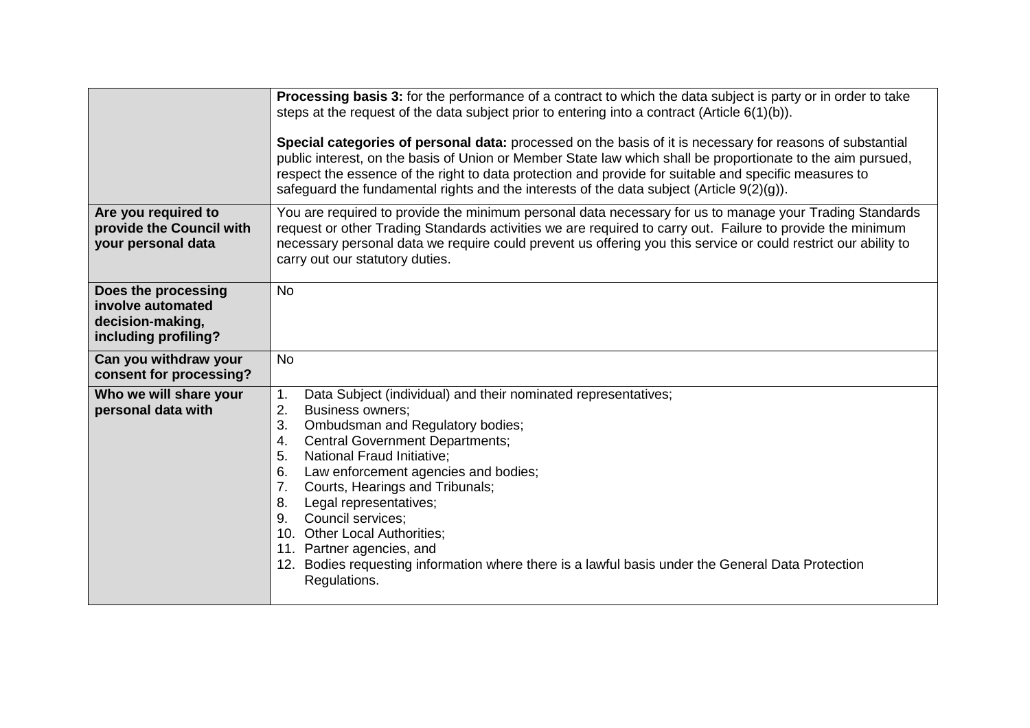| | |
|---|---|
| | **Processing basis 3:** for the performance of a contract to which the data subject is party or in order to take steps at the request of the data subject prior to entering into a contract (Article 6(1)(b)).<br><br>**Special categories of personal data:** processed on the basis of it is necessary for reasons of substantial public interest, on the basis of Union or Member State law which shall be proportionate to the aim pursued, respect the essence of the right to data protection and provide for suitable and specific measures to safeguard the fundamental rights and the interests of the data subject (Article 9(2)(g)). |
| **Are you required to provide the Council with your personal data** | You are required to provide the minimum personal data necessary for us to manage your Trading Standards request or other Trading Standards activities we are required to carry out. Failure to provide the minimum necessary personal data we require could prevent us offering you this service or could restrict our ability to carry out our statutory duties. |
| **Does the processing involve automated decision-making, including profiling?** | No |
| **Can you withdraw your consent for processing?** | No |
| **Who we will share your personal data with** | 1. Data Subject (individual) and their nominated representatives;<br>2. Business owners;<br>3. Ombudsman and Regulatory bodies;<br>4. Central Government Departments;<br>5. National Fraud Initiative;<br>6. Law enforcement agencies and bodies;<br>7. Courts, Hearings and Tribunals;<br>8. Legal representatives;<br>9. Council services;<br>10. Other Local Authorities;<br>11. Partner agencies, and<br>12. Bodies requesting information where there is a lawful basis under the General Data Protection Regulations. |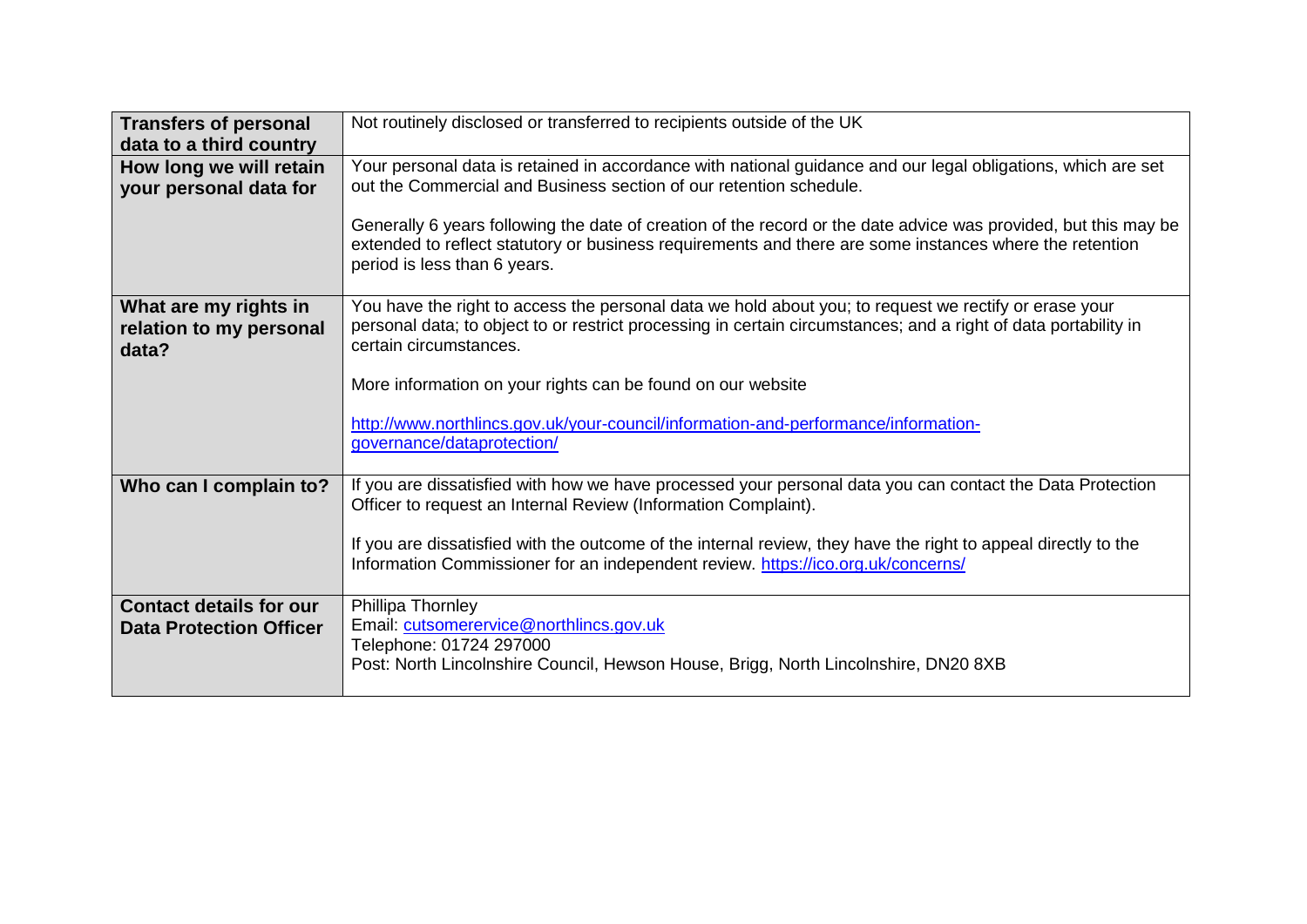| | |
|---|---|
| **Transfers of personal data to a third country** | Not routinely disclosed or transferred to recipients outside of the UK |
| **How long we will retain your personal data for** | Your personal data is retained in accordance with national guidance and our legal obligations, which are set out the Commercial and Business section of our retention schedule.<br><br>Generally 6 years following the date of creation of the record or the date advice was provided, but this may be extended to reflect statutory or business requirements and there are some instances where the retention period is less than 6 years. |
| **What are my rights in relation to my personal data?** | You have the right to access the personal data we hold about you; to request we rectify or erase your personal data; to object to or restrict processing in certain circumstances; and a right of data portability in certain circumstances.<br><br>More information on your rights can be found on our website<br><br>http://www.northlincs.gov.uk/your-council/information-and-performance/information-governance/dataprotection/ |
| **Who can I complain to?** | If you are dissatisfied with how we have processed your personal data you can contact the Data Protection Officer to request an Internal Review (Information Complaint).<br><br>If you are dissatisfied with the outcome of the internal review, they have the right to appeal directly to the Information Commissioner for an independent review. https://ico.org.uk/concerns/ |
| **Contact details for our Data Protection Officer** | Phillipa Thornley<br>Email: cutsomerervice@northlincs.gov.uk<br>Telephone: 01724 297000<br>Post: North Lincolnshire Council, Hewson House, Brigg, North Lincolnshire, DN20 8XB |